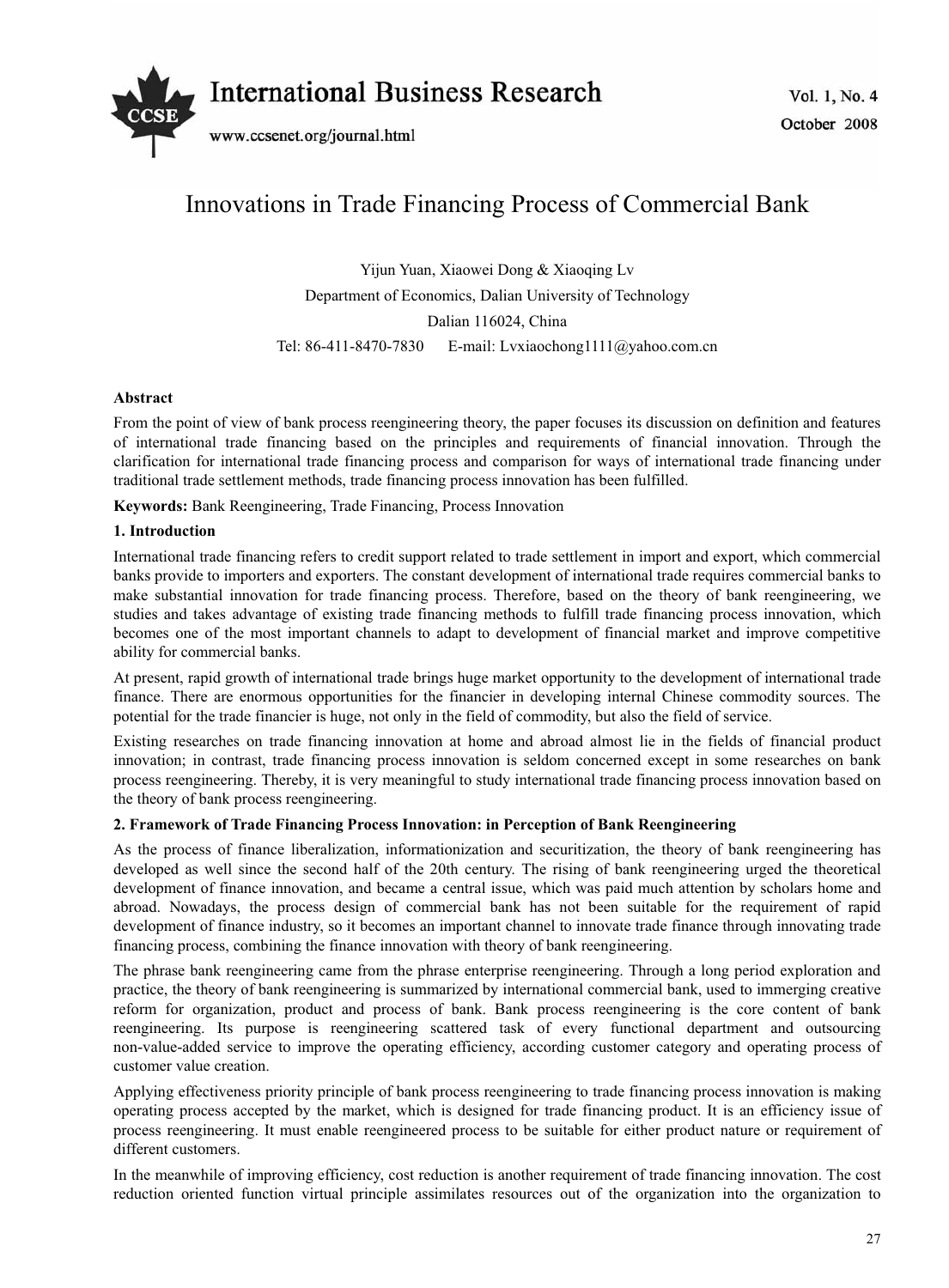# Innovations in Trade Financing Process of Commercial Bank

Yijun Yuan, Xiaowei Dong & Xiaoqing Lv

Department of Economics, Dalian University of Technology

Dalian 116024, China

Tel: 86-411-8470-7830 E-mail: Lvxiaochong1111@yahoo.com.cn

**Abstract**

From the point of view of bank process reengineering theory, the paper focuses its discussion on definition and features of international trade financing based on the principles and requirements of financial innovation. Through the clarification for international trade financing process and comparison for ways of international trade financing under traditional trade settlement methods, trade financing process innovation has been fulfilled.

**Keywords:** Bank Reengineering, Trade Financing, Process Innovation

## 1. Introduction

International trade financing refers to credit support related to trade settlement in import and export, which commercial banks provide to importers and exporters. The constant development of international trade requires commercial banks to make substantial innovation for trade financing process. Therefore, based on the theory of bank reengineering, we studies and takes advantage of existing trade financing methods to fulfill trade financing process innovation, which becomes one of the most important channels to adapt to development of financial market and improve competitive ability for commercial banks.

At present, rapid growth of international trade brings huge market opportunity to the development of international trade finance. There are enormous opportunities for the financier in developing internal Chinese commodity sources. The potential for the trade financier is huge, not only in the field of commodity, but also the field of service.

Existing researches on trade financing innovation at home and abroad almost lie in the fields of financial product innovation; in contrast, trade financing process innovation is seldom concerned except in some researches on bank process reengineering. Thereby, it is very meaningful to study international trade financing process innovation based on the theory of bank process reengineering.

## 2. Framework of Trade Financing Process Innovation: in Perception of Bank Reengineering

As the process of finance liberalization, informationization and securitization, the theory of bank reengineering has developed as well since the second half of the 20th century. The rising of bank reengineering urged the theoretical development of finance innovation, and became a central issue, which was paid much attention by scholars home and abroad. Nowadays, the process design of commercial bank has not been suitable for the requirement of rapid development of finance industry, so it becomes an important channel to innovate trade finance through innovating trade financing process, combining the finance innovation with theory of bank reengineering.

The phrase bank reengineering came from the phrase enterprise reengineering. Through a long period exploration and practice, the theory of bank reengineering is summarized by international commercial bank, used to immerging creative reform for organization, product and process of bank. Bank process reengineering is the core content of bank reengineering. Its purpose is reengineering scattered task of every functional department and outsourcing non-value-added service to improve the operating efficiency, according customer category and operating process of customer value creation.

Applying effectiveness priority principle of bank process reengineering to trade financing process innovation is making operating process accepted by the market, which is designed for trade financing product. It is an efficiency issue of process reengineering. It must enable reengineered process to be suitable for either product nature or requirement of different customers.

In the meanwhile of improving efficiency, cost reduction is another requirement of trade financing innovation. The cost reduction oriented function virtual principle assimilates resources out of the organization into the organization to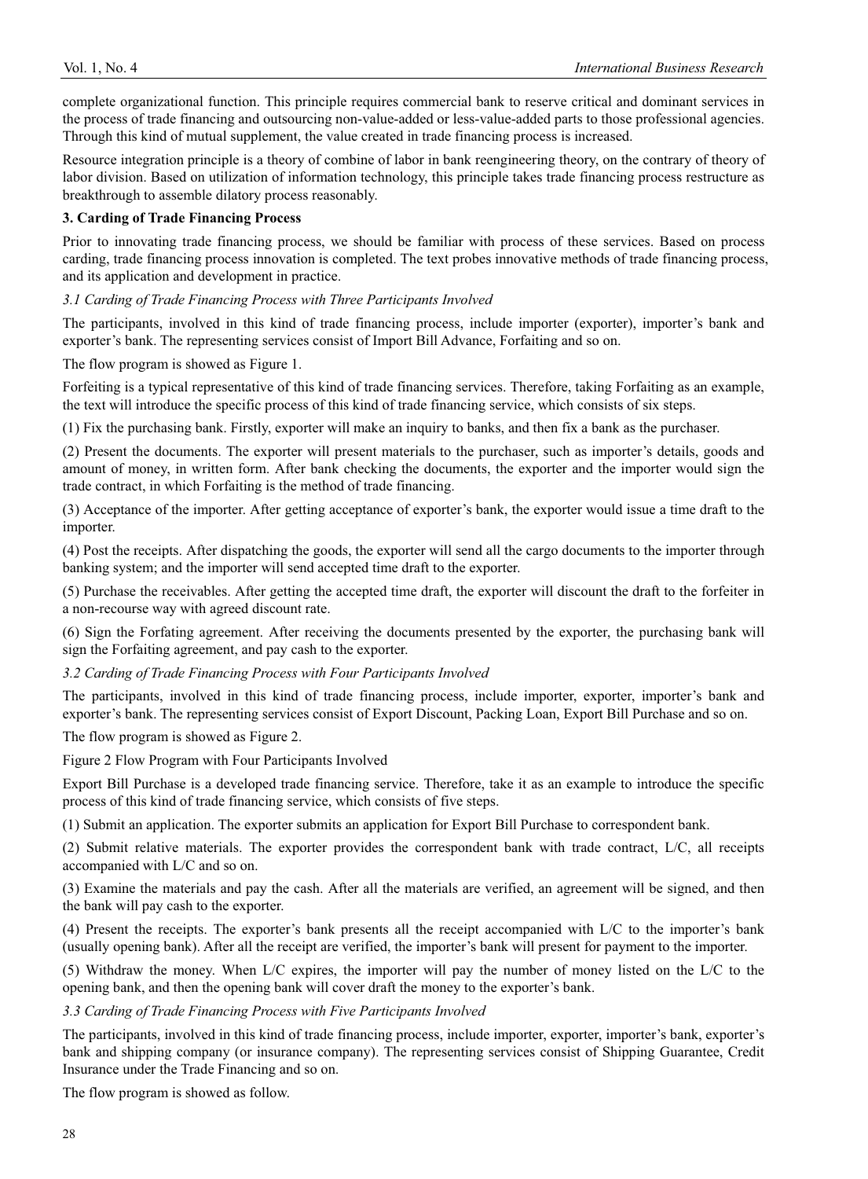complete organizational function. This principle requires commercial bank to reserve critical and dominant services in the process of trade financing and outsourcing non-value-added or less-value-added parts to those professional agencies. Through this kind of mutual supplement, the value created in trade financing process is increased.

Resource integration principle is a theory of combine of labor in bank reengineering theory, on the contrary of theory of labor division. Based on utilization of information technology, this principle takes trade financing process restructure as breakthrough to assemble dilatory process reasonably.

**3. Carding of Trade Financing Process**

Prior to innovating trade financing process, we should be familiar with process of these services. Based on process carding, trade financing process innovation is completed. The text probes innovative methods of trade financing process, and its application and development in practice.

*3.1 Carding of Trade Financing Process with Three Participants Involved*

The participants, involved in this kind of trade financing process, include importer (exporter), importer's bank and exporter's bank. The representing services consist of Import Bill Advance, Forfaiting and so on.

The flow program is showed as Figure 1.

Forfeiting is a typical representative of this kind of trade financing services. Therefore, taking Forfaiting as an example, the text will introduce the specific process of this kind of trade financing service, which consists of six steps.

(1) Fix the purchasing bank. Firstly, exporter will make an inquiry to banks, and then fix a bank as the purchaser.

(2) Present the documents. The exporter will present materials to the purchaser, such as importer's details, goods and amount of money, in written form. After bank checking the documents, the exporter and the importer would sign the trade contract, in which Forfaiting is the method of trade financing.

(3) Acceptance of the importer. After getting acceptance of exporter's bank, the exporter would issue a time draft to the importer.

(4) Post the receipts. After dispatching the goods, the exporter will send all the cargo documents to the importer through banking system; and the importer will send accepted time draft to the exporter.

(5) Purchase the receivables. After getting the accepted time draft, the exporter will discount the draft to the forfeiter in a non-recourse way with agreed discount rate.

(6) Sign the Forfating agreement. After receiving the documents presented by the exporter, the purchasing bank will sign the Forfaiting agreement, and pay cash to the exporter.

*3.2 Carding of Trade Financing Process with Four Participants Involved*

The participants, involved in this kind of trade financing process, include importer, exporter, importer's bank and exporter's bank. The representing services consist of Export Discount, Packing Loan, Export Bill Purchase and so on.

The flow program is showed as Figure 2.

Figure 2 Flow Program with Four Participants Involved

Export Bill Purchase is a developed trade financing service. Therefore, take it as an example to introduce the specific process of this kind of trade financing service, which consists of five steps.

(1) Submit an application. The exporter submits an application for Export Bill Purchase to correspondent bank.

(2) Submit relative materials. The exporter provides the correspondent bank with trade contract, L/C, all receipts accompanied with L/C and so on.

(3) Examine the materials and pay the cash. After all the materials are verified, an agreement will be signed, and then the bank will pay cash to the exporter.

(4) Present the receipts. The exporter's bank presents all the receipt accompanied with L/C to the importer's bank (usually opening bank). After all the receipt are verified, the importer's bank will present for payment to the importer.

(5) Withdraw the money. When L/C expires, the importer will pay the number of money listed on the L/C to the opening bank, and then the opening bank will cover draft the money to the exporter's bank.

*3.3 Carding of Trade Financing Process with Five Participants Involved*

The participants, involved in this kind of trade financing process, include importer, exporter, importer's bank, exporter's bank and shipping company (or insurance company). The representing services consist of Shipping Guarantee, Credit Insurance under the Trade Financing and so on.

The flow program is showed as follow.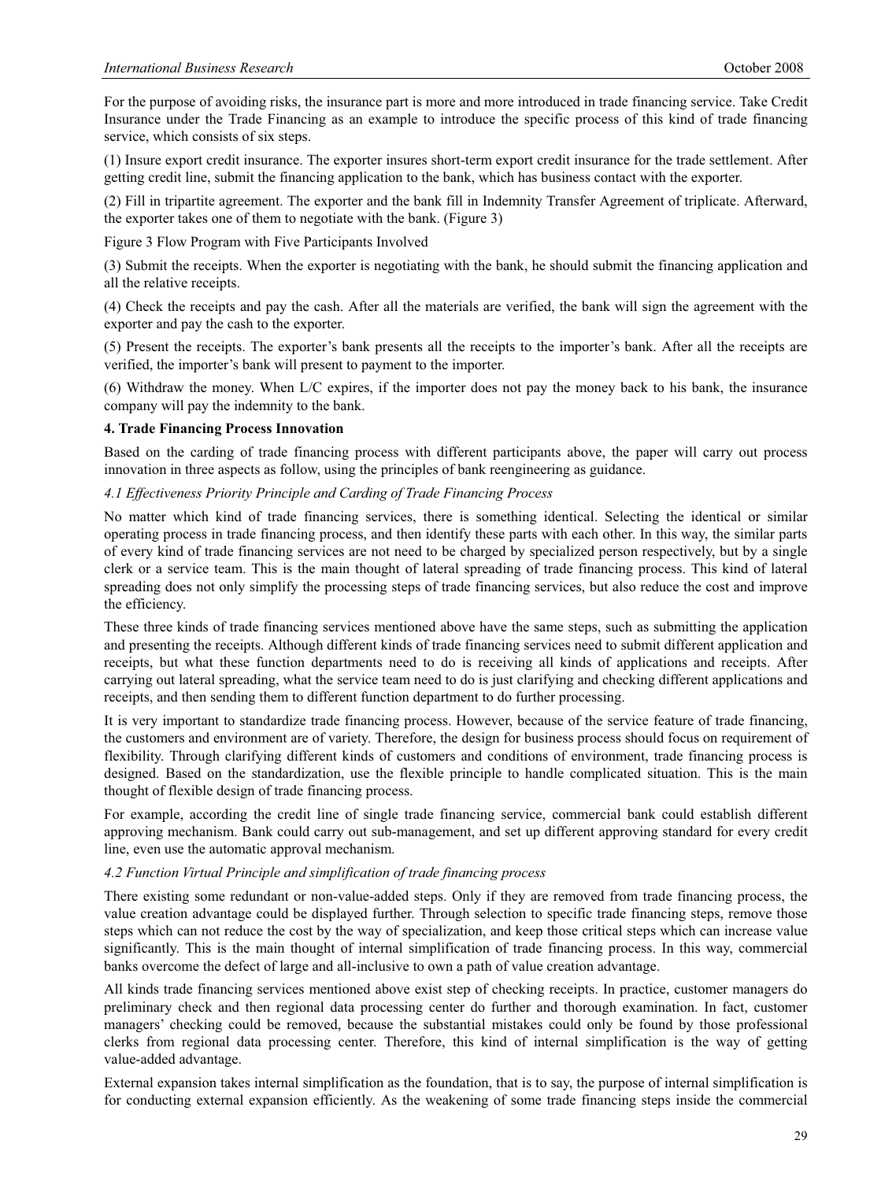For the purpose of avoiding risks, the insurance part is more and more introduced in trade financing service. Take Credit Insurance under the Trade Financing as an example to introduce the specific process of this kind of trade financing service, which consists of six steps.

(1) Insure export credit insurance. The exporter insures short-term export credit insurance for the trade settlement. After getting credit line, submit the financing application to the bank, which has business contact with the exporter.

(2) Fill in tripartite agreement. The exporter and the bank fill in Indemnity Transfer Agreement of triplicate. Afterward, the exporter takes one of them to negotiate with the bank. (Figure 3)

Figure 3 Flow Program with Five Participants Involved

(3) Submit the receipts. When the exporter is negotiating with the bank, he should submit the financing application and all the relative receipts.

(4) Check the receipts and pay the cash. After all the materials are verified, the bank will sign the agreement with the exporter and pay the cash to the exporter.

(5) Present the receipts. The exporter's bank presents all the receipts to the importer's bank. After all the receipts are verified, the importer's bank will present to payment to the importer.

(6) Withdraw the money. When L/C expires, if the importer does not pay the money back to his bank, the insurance company will pay the indemnity to the bank.

### 4. Trade Financing Process Innovation

Based on the carding of trade financing process with different participants above, the paper will carry out process innovation in three aspects as follow, using the principles of bank reengineering as guidance.

#### *4.1 Effectiveness Priority Principle and Carding of Trade Financing Process*

No matter which kind of trade financing services, there is something identical. Selecting the identical or similar operating process in trade financing process, and then identify these parts with each other. In this way, the similar parts of every kind of trade financing services are not need to be charged by specialized person respectively, but by a single clerk or a service team. This is the main thought of lateral spreading of trade financing process. This kind of lateral spreading does not only simplify the processing steps of trade financing services, but also reduce the cost and improve the efficiency.

These three kinds of trade financing services mentioned above have the same steps, such as submitting the application and presenting the receipts. Although different kinds of trade financing services need to submit different application and receipts, but what these function departments need to do is receiving all kinds of applications and receipts. After carrying out lateral spreading, what the service team need to do is just clarifying and checking different applications and receipts, and then sending them to different function department to do further processing.

It is very important to standardize trade financing process. However, because of the service feature of trade financing, the customers and environment are of variety. Therefore, the design for business process should focus on requirement of flexibility. Through clarifying different kinds of customers and conditions of environment, trade financing process is designed. Based on the standardization, use the flexible principle to handle complicated situation. This is the main thought of flexible design of trade financing process.

For example, according the credit line of single trade financing service, commercial bank could establish different approving mechanism. Bank could carry out sub-management, and set up different approving standard for every credit line, even use the automatic approval mechanism.

#### *4.2 Function Virtual Principle and simplification of trade financing process*

There existing some redundant or non-value-added steps. Only if they are removed from trade financing process, the value creation advantage could be displayed further. Through selection to specific trade financing steps, remove those steps which can not reduce the cost by the way of specialization, and keep those critical steps which can increase value significantly. This is the main thought of internal simplification of trade financing process. In this way, commercial banks overcome the defect of large and all-inclusive to own a path of value creation advantage.

All kinds trade financing services mentioned above exist step of checking receipts. In practice, customer managers do preliminary check and then regional data processing center do further and thorough examination. In fact, customer managers' checking could be removed, because the substantial mistakes could only be found by those professional clerks from regional data processing center. Therefore, this kind of internal simplification is the way of getting value-added advantage.

External expansion takes internal simplification as the foundation, that is to say, the purpose of internal simplification is for conducting external expansion efficiently. As the weakening of some trade financing steps inside the commercial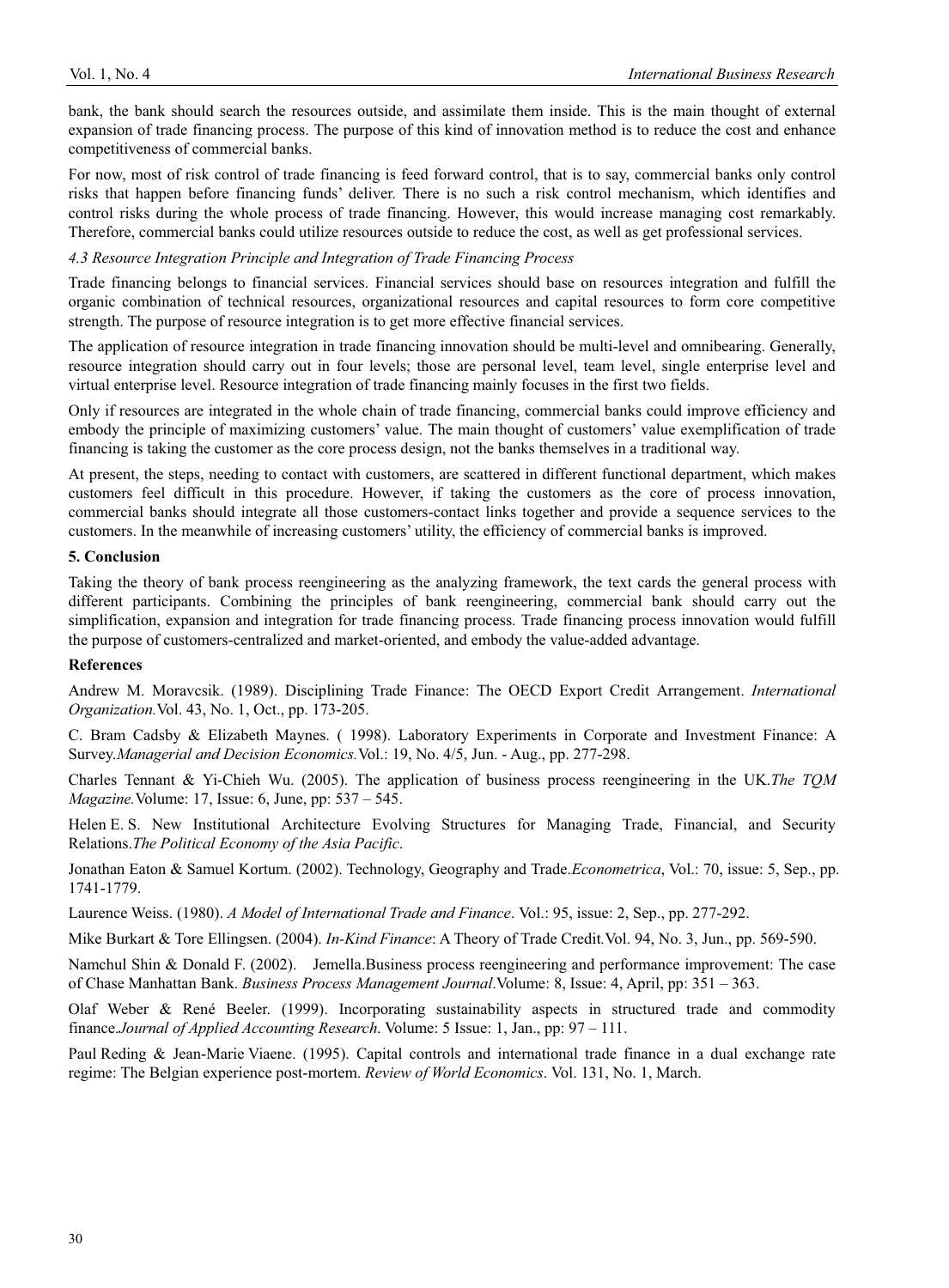bank, the bank should search the resources outside, and assimilate them inside. This is the main thought of external expansion of trade financing process. The purpose of this kind of innovation method is to reduce the cost and enhance competitiveness of commercial banks.

For now, most of risk control of trade financing is feed forward control, that is to say, commercial banks only control risks that happen before financing funds' deliver. There is no such a risk control mechanism, which identifies and control risks during the whole process of trade financing. However, this would increase managing cost remarkably. Therefore, commercial banks could utilize resources outside to reduce the cost, as well as get professional services.

### *4.3 Resource Integration Principle and Integration of Trade Financing Process*

Trade financing belongs to financial services. Financial services should base on resources integration and fulfill the organic combination of technical resources, organizational resources and capital resources to form core competitive strength. The purpose of resource integration is to get more effective financial services.

The application of resource integration in trade financing innovation should be multi-level and omnibearing. Generally, resource integration should carry out in four levels; those are personal level, team level, single enterprise level and virtual enterprise level. Resource integration of trade financing mainly focuses in the first two fields.

Only if resources are integrated in the whole chain of trade financing, commercial banks could improve efficiency and embody the principle of maximizing customers' value. The main thought of customers' value exemplification of trade financing is taking the customer as the core process design, not the banks themselves in a traditional way.

At present, the steps, needing to contact with customers, are scattered in different functional department, which makes customers feel difficult in this procedure. However, if taking the customers as the core of process innovation, commercial banks should integrate all those customers-contact links together and provide a sequence services to the customers. In the meanwhile of increasing customers' utility, the efficiency of commercial banks is improved.

## 5. Conclusion

Taking the theory of bank process reengineering as the analyzing framework, the text cards the general process with different participants. Combining the principles of bank reengineering, commercial bank should carry out the simplification, expansion and integration for trade financing process. Trade financing process innovation would fulfill the purpose of customers-centralized and market-oriented, and embody the value-added advantage.

## References

Andrew M. Moravcsik. (1989). Disciplining Trade Finance: The OECD Export Credit Arrangement. *International Organization.*Vol. 43, No. 1, Oct., pp. 173-205.

C. Bram Cadsby & Elizabeth Maynes. ( 1998). Laboratory Experiments in Corporate and Investment Finance: A Survey.*Managerial and Decision Economics.*Vol.: 19, No. 4/5, Jun. - Aug., pp. 277-298.

Charles Tennant & Yi-Chieh Wu. (2005). The application of business process reengineering in the UK.*The TQM Magazine.*Volume: 17, Issue: 6, June, pp: 537 – 545.

Helen E. S. New Institutional Architecture Evolving Structures for Managing Trade, Financial, and Security Relations.*The Political Economy of the Asia Pacific*.

Jonathan Eaton & Samuel Kortum. (2002). Technology, Geography and Trade.*Econometrica*, Vol.: 70, issue: 5, Sep., pp. 1741-1779.

Laurence Weiss. (1980). *A Model of International Trade and Finance*. Vol.: 95, issue: 2, Sep., pp. 277-292.

Mike Burkart & Tore Ellingsen. (2004). *In-Kind Finance*: A Theory of Trade Credit*.*Vol. 94, No. 3, Jun., pp. 569-590.

Namchul Shin & Donald F. (2002). Jemella.Business process reengineering and performance improvement: The case of Chase Manhattan Bank. *Business Process Management Journal*.Volume: 8, Issue: 4, April, pp: 351 – 363.

Olaf Weber & René Beeler. (1999). Incorporating sustainability aspects in structured trade and commodity finance.*Journal of Applied Accounting Research*. Volume: 5 Issue: 1, Jan., pp: 97 – 111.

Paul Reding & Jean-Marie Viaene. (1995). Capital controls and international trade finance in a dual exchange rate regime: The Belgian experience post-mortem. *Review of World Economics*. Vol. 131, No. 1, March.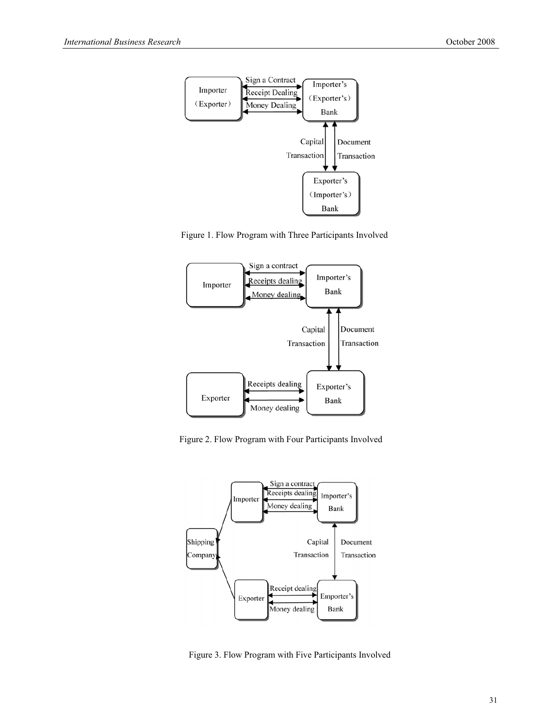Importer
(Exporter)

Sign a Contract
Receipt Dealing
Money Dealing

Importer's
(Exporter's)
Bank

Capital
Transaction

Document
Transaction

Exporter's
(Importer's)
Bank

Figure 1. Flow Program with Three Participants Involved

Importer

Sign a contract
Receipts dealing
Money dealing

Importer's
Bank

Capital
Transaction

Document
Transaction

Exporter

Receipts dealing
Money dealing

Exporter's
Bank

Figure 2. Flow Program with Four Participants Involved

Importer

Sign a contract
Receipts dealing
Money dealing

Importer's
Bank

Shipping
Company

Capital
Transaction

Document
Transaction

Exporter

Receipt dealing
Money dealing

Emporter's
Bank

Figure 3. Flow Program with Five Participants Involved